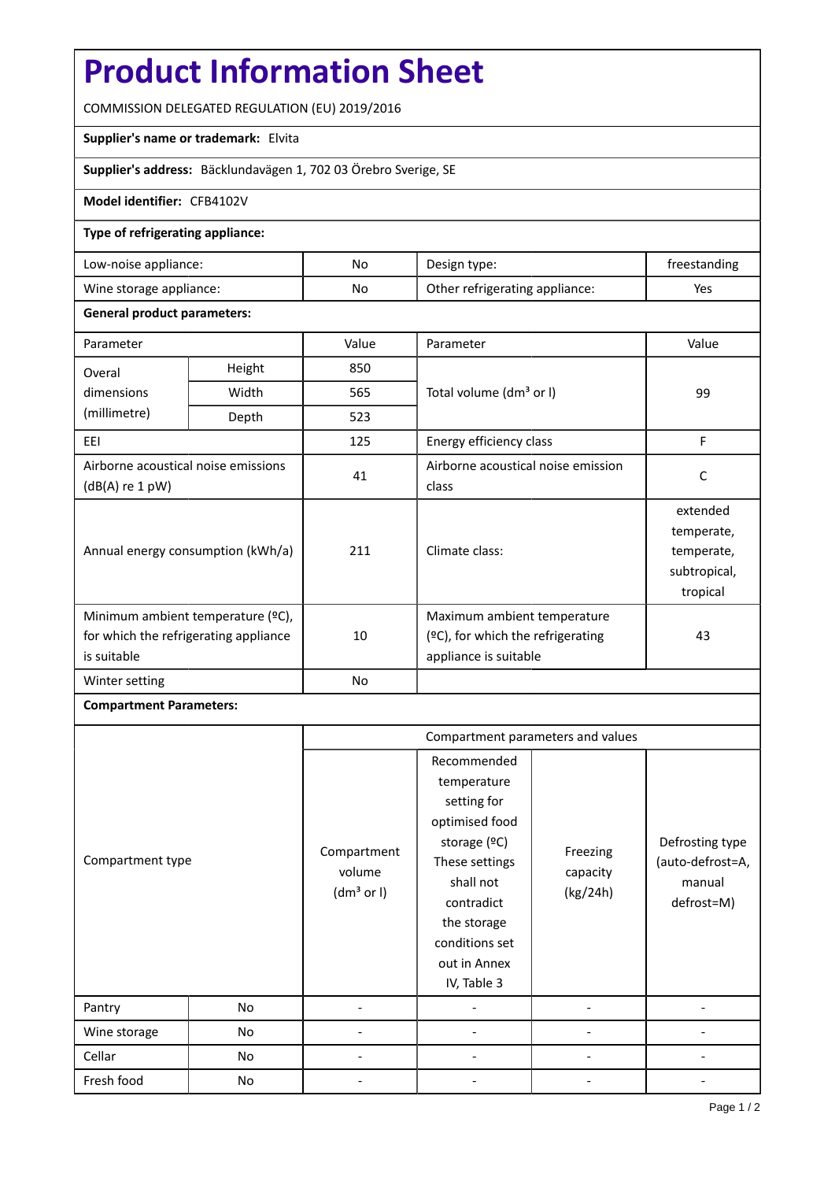# Product Information Sheet

COMMISSION DELEGATED REGULATION (EU) 2019/2016

**Supplier's name or trademark:** Elvita

**Supplier's address:** Bäcklundavägen 1, 702 03 Örebro Sverige, SE

**Model identifier:** CFB4102V

**Type of refrigerating appliance:**

| Low-noise appliance: | No | Design type: | freestanding |
|---|---|---|---|
| Wine storage appliance: | No | Other refrigerating appliance: | Yes |

**General product parameters:**

| Parameter | | Value | Parameter | Value |
|---|---|---|---|---|
| Overal dimensions (millimetre) | Height | 850 | Total volume (dm³ or l) | 99 |
| | Width | 565 | | |
| | Depth | 523 | | |
| EEI | | 125 | Energy efficiency class | F |
| Airborne acoustical noise emissions (dB(A) re 1 pW) | | 41 | Airborne acoustical noise emission class | C |
| Annual energy consumption (kWh/a) | | 211 | Climate class: | extended temperate, temperate, subtropical, tropical |
| Minimum ambient temperature (ºC), for which the refrigerating appliance is suitable | | 10 | Maximum ambient temperature (ºC), for which the refrigerating appliance is suitable | 43 |
| Winter setting | | No | | |

**Compartment Parameters:**

| Compartment type | | Compartment parameters and values | | | |
|---|---|---|---|---|---|
| | | Compartment volume (dm³ or l) | Recommended temperature setting for optimised food storage (ºC) These settings shall not contradict the storage conditions set out in Annex IV, Table 3 | Freezing capacity (kg/24h) | Defrosting type (auto-defrost=A, manual defrost=M) |
| Pantry | No | - | - | - | - |
| Wine storage | No | - | - | - | - |
| Cellar | No | - | - | - | - |
| Fresh food | No | - | - | - | - |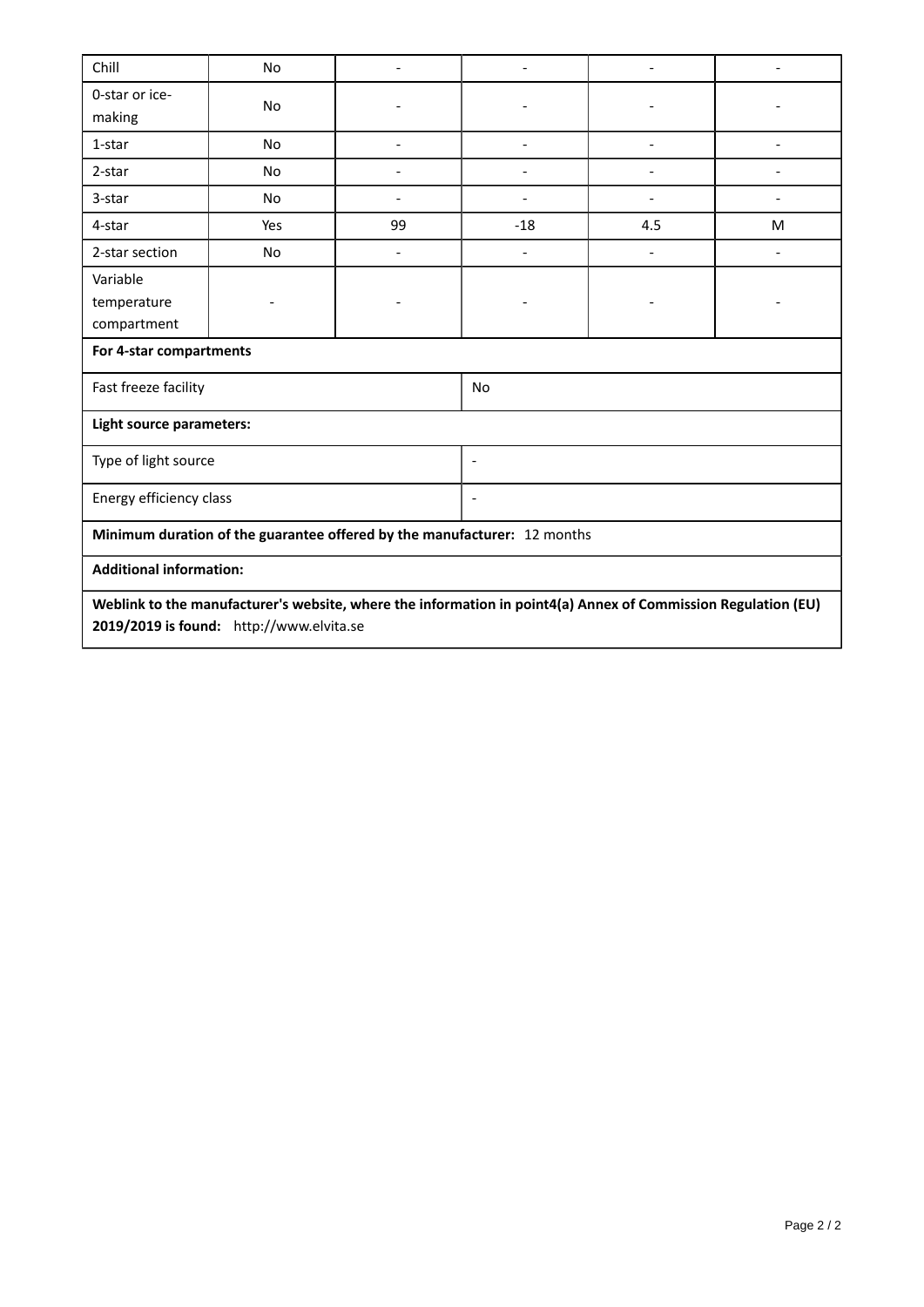| | | | | | |
|---|---|---|---|---|---|
| Chill | No | - | - | - | - |
| 0-star or ice-making | No | - | - | - | - |
| 1-star | No | - | - | - | - |
| 2-star | No | - | - | - | - |
| 3-star | No | - | - | - | - |
| 4-star | Yes | 99 | -18 | 4.5 | M |
| 2-star section | No | - | - | - | - |
| Variable temperature compartment | - | - | - | - | - |

| | |
|---|---|
| **For 4-star compartments** | |
| Fast freeze facility | No |
| **Light source parameters:** | |
| Type of light source | - |
| Energy efficiency class | - |

**Minimum duration of the guarantee offered by the manufacturer:** 12 months

**Additional information:**

**Weblink to the manufacturer's website, where the information in point4(a) Annex of Commission Regulation (EU) 2019/2019 is found:** http://www.elvita.se